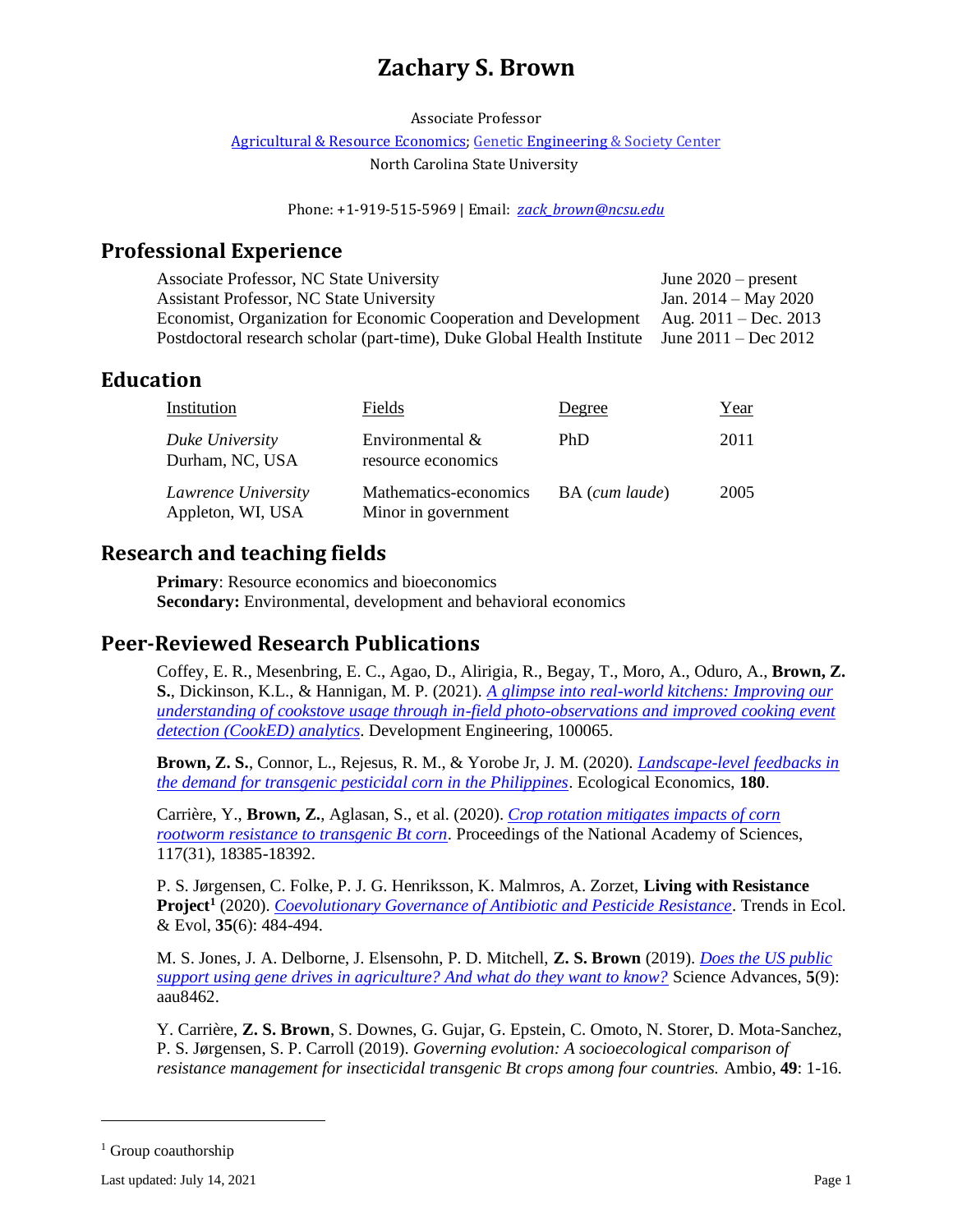# Zachary S. Brown

Associate Professor

[Agricultural & Resource Economics](); [Genetic Engineering & Society Center]()

North Carolina State University

Phone: +1-919-515-5969 | Email: *zack_brown@ncsu.edu*

## Professional Experience

| | |
|---|---|
| Associate Professor, NC State University | June 2020 – present |
| Assistant Professor, NC State University | Jan. 2014 – May 2020 |
| Economist, Organization for Economic Cooperation and Development | Aug. 2011 – Dec. 2013 |
| Postdoctoral research scholar (part-time), Duke Global Health Institute | June 2011 – Dec 2012 |

## Education

| Institution | Fields | Degree | Year |
|---|---|---|---|
| *Duke University* Durham, NC, USA | Environmental & resource economics | PhD | 2011 |
| *Lawrence University* Appleton, WI, USA | Mathematics-economics Minor in government | BA (*cum laude*) | 2005 |

## Research and teaching fields

**Primary**: Resource economics and bioeconomics
**Secondary:** Environmental, development and behavioral economics

## Peer-Reviewed Research Publications

Coffey, E. R., Mesenbring, E. C., Agao, D., Alirigia, R., Begay, T., Moro, A., Oduro, A., **Brown, Z. S.**, Dickinson, K.L., & Hannigan, M. P. (2021). *A glimpse into real-world kitchens: Improving our understanding of cookstove usage through in-field photo-observations and improved cooking event detection (CookED) analytics*. Development Engineering, 100065.

**Brown, Z. S.**, Connor, L., Rejesus, R. M., & Yorobe Jr, J. M. (2020). *Landscape-level feedbacks in the demand for transgenic pesticidal corn in the Philippines*. Ecological Economics, **180**.

Carrière, Y., **Brown, Z.**, Aglasan, S., et al. (2020). *Crop rotation mitigates impacts of corn rootworm resistance to transgenic Bt corn*. Proceedings of the National Academy of Sciences, 117(31), 18385-18392.

P. S. Jørgensen, C. Folke, P. J. G. Henriksson, K. Malmros, A. Zorzet, **Living with Resistance Project**[1] (2020). *Coevolutionary Governance of Antibiotic and Pesticide Resistance*. Trends in Ecol. & Evol, **35**(6): 484-494.

M. S. Jones, J. A. Delborne, J. Elsensohn, P. D. Mitchell, **Z. S. Brown** (2019). *Does the US public support using gene drives in agriculture? And what do they want to know?* Science Advances, **5**(9): aau8462.

Y. Carrière, **Z. S. Brown**, S. Downes, G. Gujar, G. Epstein, C. Omoto, N. Storer, D. Mota-Sanchez, P. S. Jørgensen, S. P. Carroll (2019). *Governing evolution: A socioecological comparison of resistance management for insecticidal transgenic Bt crops among four countries.* Ambio, **49**: 1-16.

[1] Group coauthorship

Last updated: July 14, 2021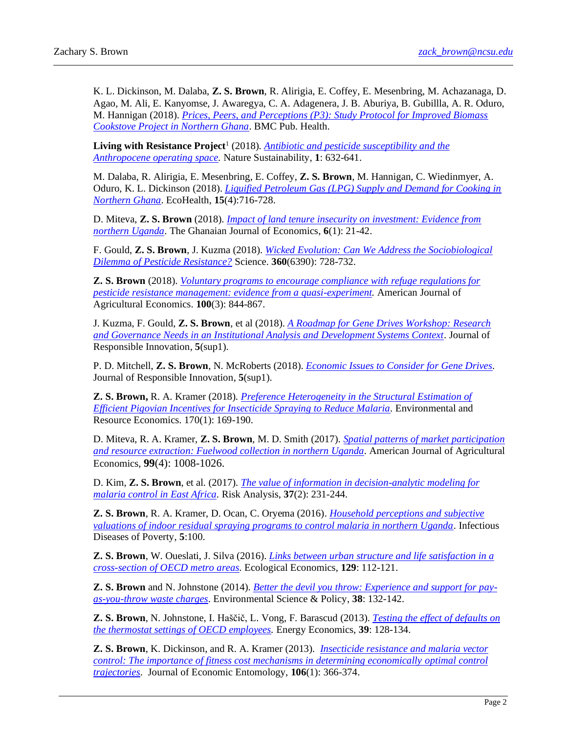K. L. Dickinson, M. Dalaba, **Z. S. Brown**, R. Aliriga, E. Coffey, E. Mesenbring, M. Achazanaga, D. Agao, M. Ali, E. Kanyomse, J. Awaregya, C. A. Adagenera, J. B. Aburiya, B. Gubillla, A. R. Oduro, M. Hannigan (2018). *Prices, Peers, and Perceptions (P3): Study Protocol for Improved Biomass Cookstove Project in Northern Ghana*. BMC Pub. Health.

**Living with Resistance Project**[1] (2018). *Antibiotic and pesticide susceptibility and the Anthropocene operating space.* Nature Sustainability, **1**: 632-641.

M. Dalaba, R. Aliriga, E. Mesenbring, E. Coffey, **Z. S. Brown**, M. Hannigan, C. Wiedinmyer, A. Oduro, K. L. Dickinson (2018). *Liquified Petroleum Gas (LPG) Supply and Demand for Cooking in Northern Ghana*. EcoHealth, **15**(4):716-728.

D. Miteva, **Z. S. Brown** (2018). *Impact of land tenure insecurity on investment: Evidence from northern Uganda*. The Ghanaian Journal of Economics, **6**(1): 21-42.

F. Gould, **Z. S. Brown**, J. Kuzma (2018). *Wicked Evolution: Can We Address the Sociobiological Dilemma of Pesticide Resistance?* Science. **360**(6390): 728-732.

**Z. S. Brown** (2018). *Voluntary programs to encourage compliance with refuge regulations for pesticide resistance management: evidence from a quasi-experiment.* American Journal of Agricultural Economics. **100**(3): 844-867.

J. Kuzma, F. Gould, **Z. S. Brown**, et al (2018). *A Roadmap for Gene Drives Workshop: Research and Governance Needs in an Institutional Analysis and Development Systems Context*. Journal of Responsible Innovation, **5**(sup1).

P. D. Mitchell, **Z. S. Brown**, N. McRoberts (2018). *Economic Issues to Consider for Gene Drives*. Journal of Responsible Innovation, **5**(sup1).

**Z. S. Brown,** R. A. Kramer (2018). *Preference Heterogeneity in the Structural Estimation of Efficient Pigovian Incentives for Insecticide Spraying to Reduce Malaria*. Environmental and Resource Economics. 170(1): 169-190.

D. Miteva, R. A. Kramer, **Z. S. Brown**, M. D. Smith (2017). *Spatial patterns of market participation and resource extraction: Fuelwood collection in northern Uganda*. American Journal of Agricultural Economics, **99**(4): 1008-1026.

D. Kim, **Z. S. Brown**, et al. (2017). *The value of information in decision-analytic modeling for malaria control in East Africa*. Risk Analysis, **37**(2): 231-244.

**Z. S. Brown**, R. A. Kramer, D. Ocan, C. Oryema (2016). *Household perceptions and subjective valuations of indoor residual spraying programs to control malaria in northern Uganda*. Infectious Diseases of Poverty, **5**:100.

**Z. S. Brown**, W. Oueslati, J. Silva (2016). *Links between urban structure and life satisfaction in a cross-section of OECD metro areas.* Ecological Economics, **129**: 112-121.

**Z. S. Brown** and N. Johnstone (2014). *Better the devil you throw: Experience and support for pay-as-you-throw waste charges*. Environmental Science & Policy, **38**: 132-142.

**Z. S. Brown**, N. Johnstone, I. Haščič, L. Vong, F. Barascud (2013). *Testing the effect of defaults on the thermostat settings of OECD employees.* Energy Economics, **39**: 128-134.

**Z. S. Brown**, K. Dickinson, and R. A. Kramer (2013). *Insecticide resistance and malaria vector control: The importance of fitness cost mechanisms in determining economically optimal control trajectories*. Journal of Economic Entomology, **106**(1): 366-374.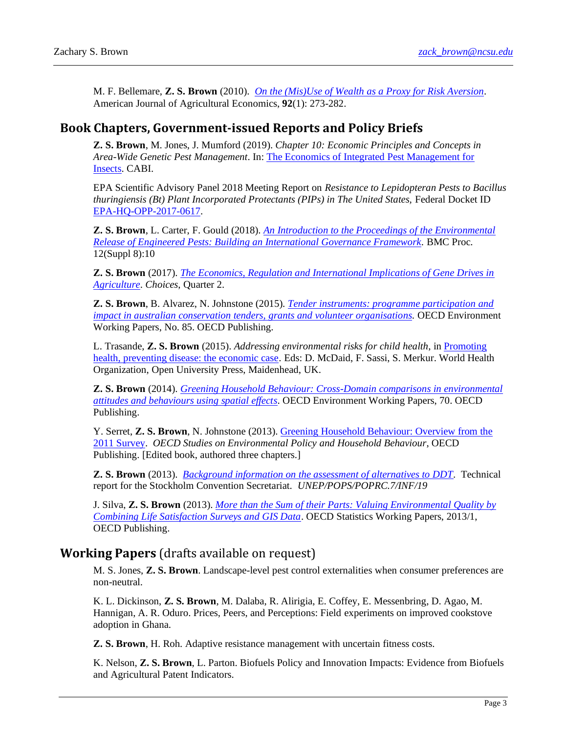M. F. Bellemare, **Z. S. Brown** (2010). *On the (Mis)Use of Wealth as a Proxy for Risk Aversion*. American Journal of Agricultural Economics, **92**(1): 273-282.

## Book Chapters, Government-issued Reports and Policy Briefs

**Z. S. Brown**, M. Jones, J. Mumford (2019). *Chapter 10: Economic Principles and Concepts in Area-Wide Genetic Pest Management*. In: The Economics of Integrated Pest Management for Insects. CABI.

EPA Scientific Advisory Panel 2018 Meeting Report on *Resistance to Lepidopteran Pests to Bacillus thuringiensis (Bt) Plant Incorporated Protectants (PIPs) in The United States,* Federal Docket ID EPA-HQ-OPP-2017-0617.

**Z. S. Brown**, L. Carter, F. Gould (2018). *An Introduction to the Proceedings of the Environmental Release of Engineered Pests: Building an International Governance Framework*. BMC Proc. 12(Suppl 8):10

**Z. S. Brown** (2017). *The Economics, Regulation and International Implications of Gene Drives in Agriculture*. *Choices*, Quarter 2.

**Z. S. Brown**, B. Alvarez, N. Johnstone (2015). *Tender instruments: programme participation and impact in australian conservation tenders, grants and volunteer organisations.* OECD Environment Working Papers, No. 85. OECD Publishing.

L. Trasande, **Z. S. Brown** (2015). *Addressing environmental risks for child health*, in Promoting health, preventing disease: the economic case. Eds: D. McDaid, F. Sassi, S. Merkur. World Health Organization, Open University Press, Maidenhead, UK.

**Z. S. Brown** (2014). *Greening Household Behaviour: Cross-Domain comparisons in environmental attitudes and behaviours using spatial effects*. OECD Environment Working Papers, 70. OECD Publishing.

Y. Serret, **Z. S. Brown**, N. Johnstone (2013). Greening Household Behaviour: Overview from the 2011 Survey. *OECD Studies on Environmental Policy and Household Behaviour*, OECD Publishing. [Edited book, authored three chapters.]

**Z. S. Brown** (2013). *Background information on the assessment of alternatives to DDT.* Technical report for the Stockholm Convention Secretariat. *UNEP/POPS/POPRC.7/INF/19*

J. Silva, **Z. S. Brown** (2013). *More than the Sum of their Parts: Valuing Environmental Quality by Combining Life Satisfaction Surveys and GIS Data*. OECD Statistics Working Papers, 2013/1, OECD Publishing.

## Working Papers (drafts available on request)

M. S. Jones, **Z. S. Brown**. Landscape-level pest control externalities when consumer preferences are non-neutral.

K. L. Dickinson, **Z. S. Brown**, M. Dalaba, R. Alirigia, E. Coffey, E. Messenbring, D. Agao, M. Hannigan, A. R. Oduro. Prices, Peers, and Perceptions: Field experiments on improved cookstove adoption in Ghana.

**Z. S. Brown**, H. Roh. Adaptive resistance management with uncertain fitness costs.

K. Nelson, **Z. S. Brown**, L. Parton. Biofuels Policy and Innovation Impacts: Evidence from Biofuels and Agricultural Patent Indicators.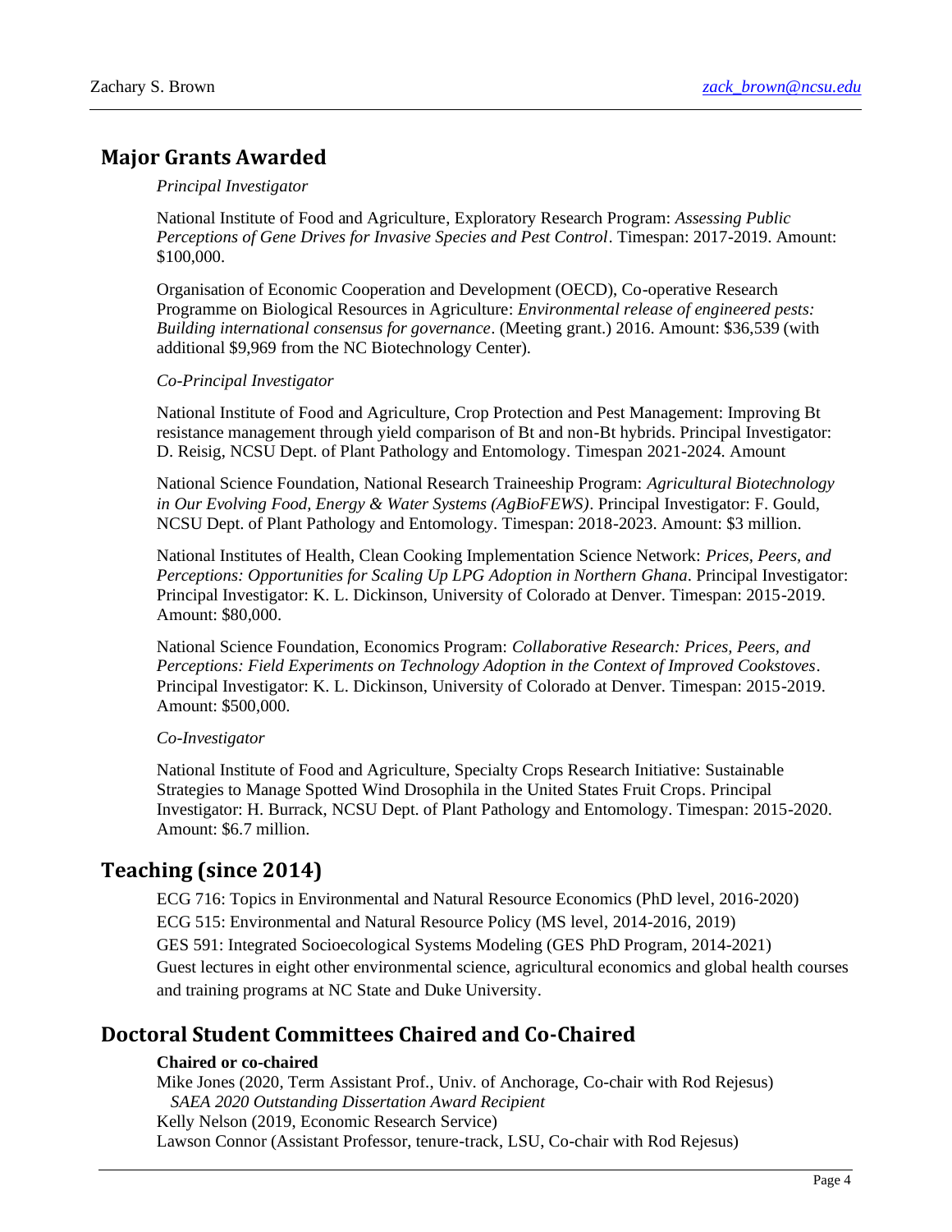## Major Grants Awarded

*Principal Investigator*

National Institute of Food and Agriculture, Exploratory Research Program: *Assessing Public Perceptions of Gene Drives for Invasive Species and Pest Control*. Timespan: 2017-2019. Amount: $100,000.

Organisation of Economic Cooperation and Development (OECD), Co-operative Research Programme on Biological Resources in Agriculture: *Environmental release of engineered pests: Building international consensus for governance*. (Meeting grant.) 2016. Amount: $36,539 (with additional $9,969 from the NC Biotechnology Center).

*Co-Principal Investigator*

National Institute of Food and Agriculture, Crop Protection and Pest Management: Improving Bt resistance management through yield comparison of Bt and non-Bt hybrids. Principal Investigator: D. Reisig, NCSU Dept. of Plant Pathology and Entomology. Timespan 2021-2024. Amount

National Science Foundation, National Research Traineeship Program: *Agricultural Biotechnology in Our Evolving Food, Energy & Water Systems (AgBioFEWS)*. Principal Investigator: F. Gould, NCSU Dept. of Plant Pathology and Entomology. Timespan: 2018-2023. Amount: $3 million.

National Institutes of Health, Clean Cooking Implementation Science Network: *Prices, Peers, and Perceptions: Opportunities for Scaling Up LPG Adoption in Northern Ghana*. Principal Investigator: Principal Investigator: K. L. Dickinson, University of Colorado at Denver. Timespan: 2015-2019. Amount: $80,000.

National Science Foundation, Economics Program: *Collaborative Research: Prices, Peers, and Perceptions: Field Experiments on Technology Adoption in the Context of Improved Cookstoves*. Principal Investigator: K. L. Dickinson, University of Colorado at Denver. Timespan: 2015-2019. Amount: $500,000.

*Co-Investigator*

National Institute of Food and Agriculture, Specialty Crops Research Initiative: Sustainable Strategies to Manage Spotted Wind Drosophila in the United States Fruit Crops. Principal Investigator: H. Burrack, NCSU Dept. of Plant Pathology and Entomology. Timespan: 2015-2020. Amount: $6.7 million.

## Teaching (since 2014)

ECG 716: Topics in Environmental and Natural Resource Economics (PhD level, 2016-2020)
ECG 515: Environmental and Natural Resource Policy (MS level, 2014-2016, 2019)
GES 591: Integrated Socioecological Systems Modeling (GES PhD Program, 2014-2021)
Guest lectures in eight other environmental science, agricultural economics and global health courses and training programs at NC State and Duke University.

## Doctoral Student Committees Chaired and Co-Chaired

**Chaired or co-chaired**

Mike Jones (2020, Term Assistant Prof., Univ. of Anchorage, Co-chair with Rod Rejesus)
*SAEA 2020 Outstanding Dissertation Award Recipient*
Kelly Nelson (2019, Economic Research Service)
Lawson Connor (Assistant Professor, tenure-track, LSU, Co-chair with Rod Rejesus)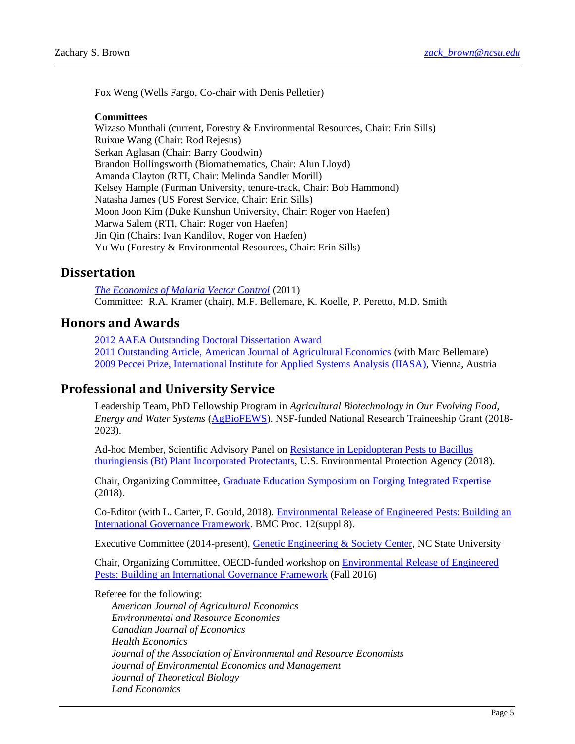Fox Weng (Wells Fargo, Co-chair with Denis Pelletier)

**Committees**
Wizaso Munthali (current, Forestry & Environmental Resources, Chair: Erin Sills)
Ruixue Wang (Chair: Rod Rejesus)
Serkan Aglasan (Chair: Barry Goodwin)
Brandon Hollingsworth (Biomathematics, Chair: Alun Lloyd)
Amanda Clayton (RTI, Chair: Melinda Sandler Morill)
Kelsey Hample (Furman University, tenure-track, Chair: Bob Hammond)
Natasha James (US Forest Service, Chair: Erin Sills)
Moon Joon Kim (Duke Kunshun University, Chair: Roger von Haefen)
Marwa Salem (RTI, Chair: Roger von Haefen)
Jin Qin (Chairs: Ivan Kandilov, Roger von Haefen)
Yu Wu (Forestry & Environmental Resources, Chair: Erin Sills)

## Dissertation

*The Economics of Malaria Vector Control* (2011)
Committee: R.A. Kramer (chair), M.F. Bellemare, K. Koelle, P. Peretto, M.D. Smith

## Honors and Awards

2012 AAEA Outstanding Doctoral Dissertation Award
2011 Outstanding Article, American Journal of Agricultural Economics (with Marc Bellemare)
2009 Peccei Prize, International Institute for Applied Systems Analysis (IIASA), Vienna, Austria

## Professional and University Service

Leadership Team, PhD Fellowship Program in *Agricultural Biotechnology in Our Evolving Food, Energy and Water Systems* (AgBioFEWS). NSF-funded National Research Traineeship Grant (2018-2023).

Ad-hoc Member, Scientific Advisory Panel on Resistance in Lepidopteran Pests to Bacillus thuringiensis (Bt) Plant Incorporated Protectants, U.S. Environmental Protection Agency (2018).

Chair, Organizing Committee, Graduate Education Symposium on Forging Integrated Expertise (2018).

Co-Editor (with L. Carter, F. Gould, 2018). Environmental Release of Engineered Pests: Building an International Governance Framework. BMC Proc. 12(suppl 8).

Executive Committee (2014-present), Genetic Engineering & Society Center, NC State University

Chair, Organizing Committee, OECD-funded workshop on Environmental Release of Engineered Pests: Building an International Governance Framework (Fall 2016)

Referee for the following:
- *American Journal of Agricultural Economics*
- *Environmental and Resource Economics*
- *Canadian Journal of Economics*
- *Health Economics*
- *Journal of the Association of Environmental and Resource Economists*
- *Journal of Environmental Economics and Management*
- *Journal of Theoretical Biology*
- *Land Economics*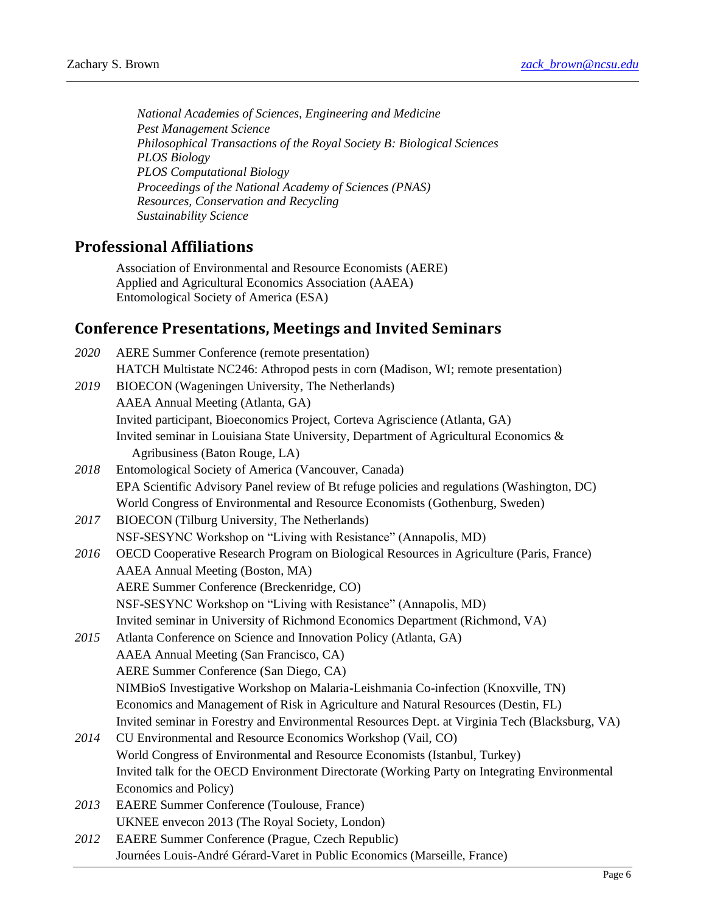*National Academies of Sciences, Engineering and Medicine*
*Pest Management Science*
*Philosophical Transactions of the Royal Society B: Biological Sciences*
*PLOS Biology*
*PLOS Computational Biology*
*Proceedings of the National Academy of Sciences (PNAS)*
*Resources, Conservation and Recycling*
*Sustainability Science*

## Professional Affiliations

Association of Environmental and Resource Economists (AERE)
Applied and Agricultural Economics Association (AAEA)
Entomological Society of America (ESA)

## Conference Presentations, Meetings and Invited Seminars

*2020* AERE Summer Conference (remote presentation)
HATCH Multistate NC246: Athropod pests in corn (Madison, WI; remote presentation)

*2019* BIOECON (Wageningen University, The Netherlands)
AAEA Annual Meeting (Atlanta, GA)
Invited participant, Bioeconomics Project, Corteva Agriscience (Atlanta, GA)
Invited seminar in Louisiana State University, Department of Agricultural Economics & Agribusiness (Baton Rouge, LA)

*2018* Entomological Society of America (Vancouver, Canada)
EPA Scientific Advisory Panel review of Bt refuge policies and regulations (Washington, DC)
World Congress of Environmental and Resource Economists (Gothenburg, Sweden)

*2017* BIOECON (Tilburg University, The Netherlands)
NSF-SESYNC Workshop on "Living with Resistance" (Annapolis, MD)

*2016* OECD Cooperative Research Program on Biological Resources in Agriculture (Paris, France)
AAEA Annual Meeting (Boston, MA)
AERE Summer Conference (Breckenridge, CO)
NSF-SESYNC Workshop on "Living with Resistance" (Annapolis, MD)
Invited seminar in University of Richmond Economics Department (Richmond, VA)

*2015* Atlanta Conference on Science and Innovation Policy (Atlanta, GA)
AAEA Annual Meeting (San Francisco, CA)
AERE Summer Conference (San Diego, CA)
NIMBioS Investigative Workshop on Malaria-Leishmania Co-infection (Knoxville, TN)
Economics and Management of Risk in Agriculture and Natural Resources (Destin, FL)
Invited seminar in Forestry and Environmental Resources Dept. at Virginia Tech (Blacksburg, VA)

*2014* CU Environmental and Resource Economics Workshop (Vail, CO)
World Congress of Environmental and Resource Economists (Istanbul, Turkey)
Invited talk for the OECD Environment Directorate (Working Party on Integrating Environmental Economics and Policy)

*2013* EAERE Summer Conference (Toulouse, France)
UKNEE envecon 2013 (The Royal Society, London)

*2012* EAERE Summer Conference (Prague, Czech Republic)
Journées Louis-André Gérard-Varet in Public Economics (Marseille, France)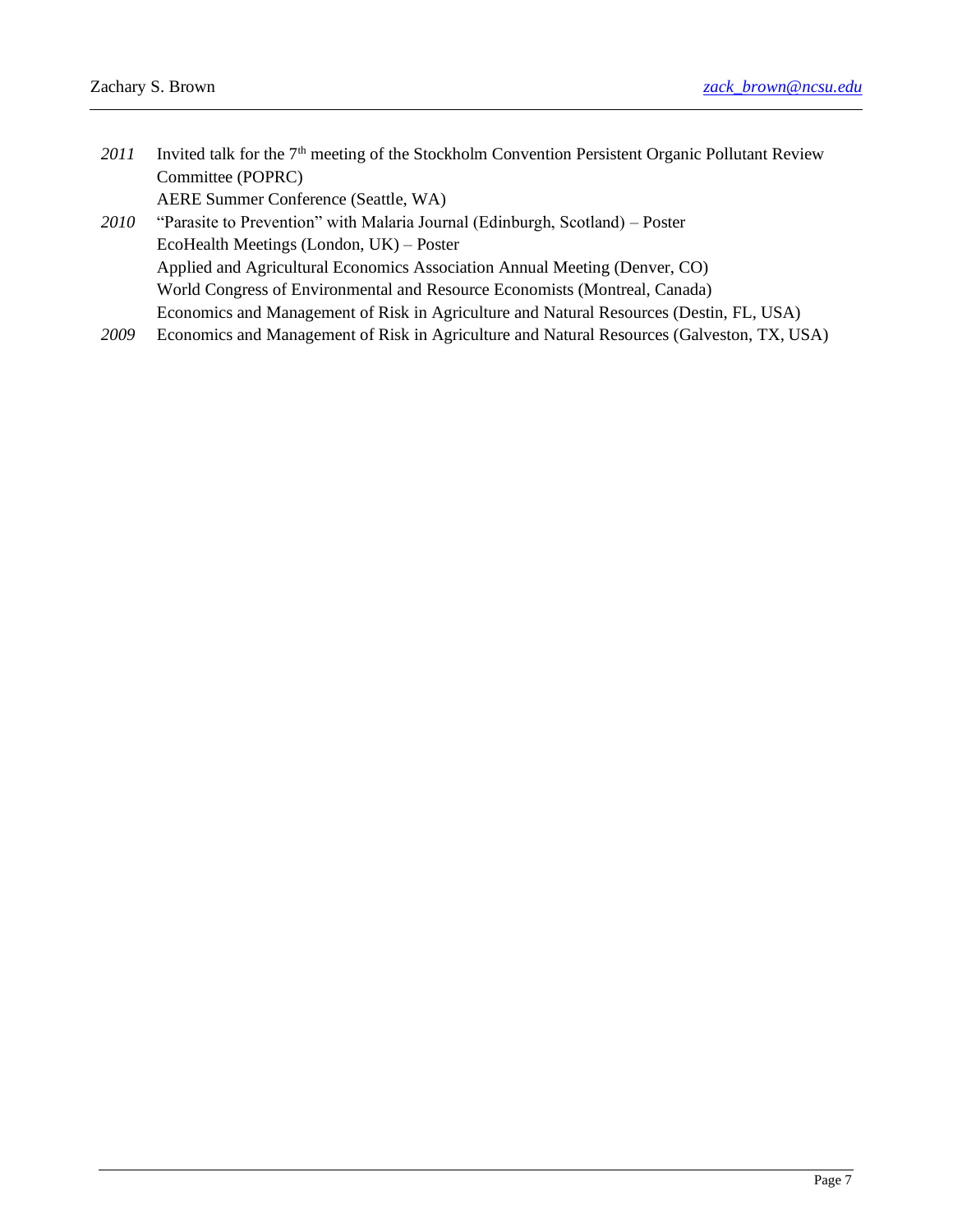*2011* Invited talk for the 7th meeting of the Stockholm Convention Persistent Organic Pollutant Review Committee (POPRC)

AERE Summer Conference (Seattle, WA)

*2010* "Parasite to Prevention" with Malaria Journal (Edinburgh, Scotland) – Poster

EcoHealth Meetings (London, UK) – Poster

Applied and Agricultural Economics Association Annual Meeting (Denver, CO)

World Congress of Environmental and Resource Economists (Montreal, Canada)

Economics and Management of Risk in Agriculture and Natural Resources (Destin, FL, USA)

*2009* Economics and Management of Risk in Agriculture and Natural Resources (Galveston, TX, USA)